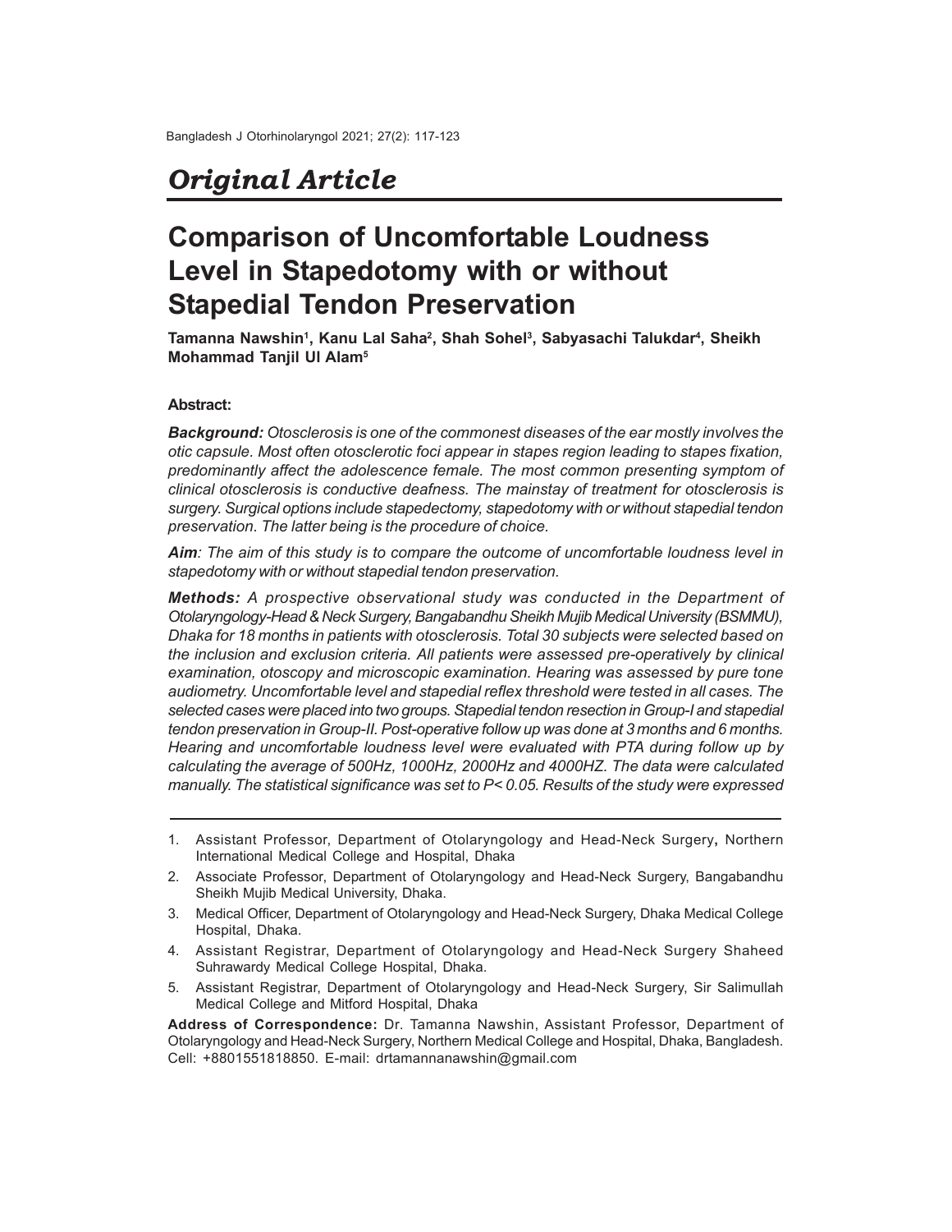## Original Article

# Comparison of Uncomfortable Loudness Level in Stapedotomy with or without Stapedial Tendon Preservation

**Tamanna Nawshin[1], Kanu Lal Saha[2], Shah Sohel[3], Sabyasachi Talukdar[4], Sheikh Mohammad Tanjil Ul Alam[5]**

### Abstract:

***Background:*** *Otosclerosis is one of the commonest diseases of the ear mostly involves the otic capsule. Most often otosclerotic foci appear in stapes region leading to stapes fixation, predominantly affect the adolescence female. The most common presenting symptom of clinical otosclerosis is conductive deafness. The mainstay of treatment for otosclerosis is surgery. Surgical options include stapedectomy, stapedotomy with or without stapedial tendon preservation. The latter being is the procedure of choice.*

***Aim****: The aim of this study is to compare the outcome of uncomfortable loudness level in stapedotomy with or without stapedial tendon preservation.*

***Methods:*** *A prospective observational study was conducted in the Department of Otolaryngology-Head & Neck Surgery, Bangabandhu Sheikh Mujib Medical University (BSMMU), Dhaka for 18 months in patients with otosclerosis. Total 30 subjects were selected based on the inclusion and exclusion criteria. All patients were assessed pre-operatively by clinical examination, otoscopy and microscopic examination. Hearing was assessed by pure tone audiometry. Uncomfortable level and stapedial reflex threshold were tested in all cases. The selected cases were placed into two groups. Stapedial tendon resection in Group-I and stapedial tendon preservation in Group-II. Post-operative follow up was done at 3 months and 6 months. Hearing and uncomfortable loudness level were evaluated with PTA during follow up by calculating the average of 500Hz, 1000Hz, 2000Hz and 4000HZ. The data were calculated manually. The statistical significance was set to P< 0.05. Results of the study were expressed*

---

1. Assistant Professor, Department of Otolaryngology and Head-Neck Surgery**,** Northern International Medical College and Hospital, Dhaka
2. Associate Professor, Department of Otolaryngology and Head-Neck Surgery, Bangabandhu Sheikh Mujib Medical University, Dhaka.
3. Medical Officer, Department of Otolaryngology and Head-Neck Surgery, Dhaka Medical College Hospital, Dhaka.
4. Assistant Registrar, Department of Otolaryngology and Head-Neck Surgery Shaheed Suhrawardy Medical College Hospital, Dhaka.
5. Assistant Registrar, Department of Otolaryngology and Head-Neck Surgery, Sir Salimullah Medical College and Mitford Hospital, Dhaka

**Address of Correspondence:** Dr. Tamanna Nawshin, Assistant Professor, Department of Otolaryngology and Head-Neck Surgery, Northern Medical College and Hospital, Dhaka, Bangladesh. Cell: +8801551818850. E-mail: drtamannanawshin@gmail.com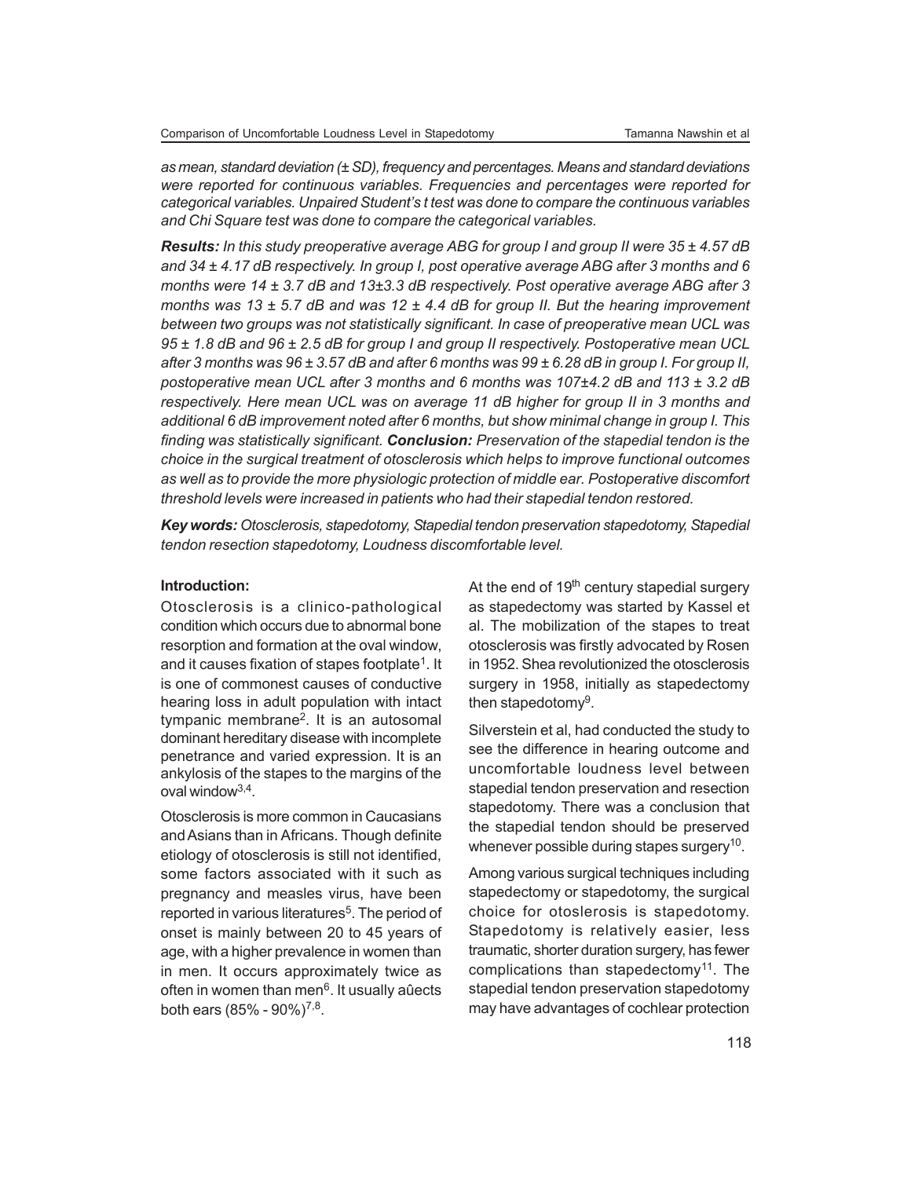*as mean, standard deviation (± SD), frequency and percentages. Means and standard deviations were reported for continuous variables. Frequencies and percentages were reported for categorical variables. Unpaired Student's t test was done to compare the continuous variables and Chi Square test was done to compare the categorical variables.*

***Results:*** *In this study preoperative average ABG for group I and group II were 35 ± 4.57 dB and 34 ± 4.17 dB respectively. In group I, post operative average ABG after 3 months and 6 months were 14 ± 3.7 dB and 13±3.3 dB respectively. Post operative average ABG after 3 months was 13 ± 5.7 dB and was 12 ± 4.4 dB for group II. But the hearing improvement between two groups was not statistically significant. In case of preoperative mean UCL was 95 ± 1.8 dB and 96 ± 2.5 dB for group I and group II respectively. Postoperative mean UCL after 3 months was 96 ± 3.57 dB and after 6 months was 99 ± 6.28 dB in group I. For group II, postoperative mean UCL after 3 months and 6 months was 107±4.2 dB and 113 ± 3.2 dB respectively. Here mean UCL was on average 11 dB higher for group II in 3 months and additional 6 dB improvement noted after 6 months, but show minimal change in group I. This finding was statistically significant.* ***Conclusion:*** *Preservation of the stapedial tendon is the choice in the surgical treatment of otosclerosis which helps to improve functional outcomes as well as to provide the more physiologic protection of middle ear. Postoperative discomfort threshold levels were increased in patients who had their stapedial tendon restored.*

***Key words:*** *Otosclerosis, stapedotomy, Stapedial tendon preservation stapedotomy, Stapedial tendon resection stapedotomy, Loudness discomfortable level.*

**Introduction:**

Otosclerosis is a clinico-pathological condition which occurs due to abnormal bone resorption and formation at the oval window, and it causes fixation of stapes footplate[1]. It is one of commonest causes of conductive hearing loss in adult population with intact tympanic membrane[2]. It is an autosomal dominant hereditary disease with incomplete penetrance and varied expression. It is an ankylosis of the stapes to the margins of the oval window[3,4].

Otosclerosis is more common in Caucasians and Asians than in Africans. Though definite etiology of otosclerosis is still not identified, some factors associated with it such as pregnancy and measles virus, have been reported in various literatures[5]. The period of onset is mainly between 20 to 45 years of age, with a higher prevalence in women than in men. It occurs approximately twice as often in women than men[6]. It usually aûects both ears (85% - 90%)[7,8].

At the end of 19th century stapedial surgery as stapedectomy was started by Kassel et al. The mobilization of the stapes to treat otosclerosis was firstly advocated by Rosen in 1952. Shea revolutionized the otosclerosis surgery in 1958, initially as stapedectomy then stapedotomy[9].

Silverstein et al, had conducted the study to see the difference in hearing outcome and uncomfortable loudness level between stapedial tendon preservation and resection stapedotomy. There was a conclusion that the stapedial tendon should be preserved whenever possible during stapes surgery[10].

Among various surgical techniques including stapedectomy or stapedotomy, the surgical choice for otoslerosis is stapedotomy. Stapedotomy is relatively easier, less traumatic, shorter duration surgery, has fewer complications than stapedectomy[11]. The stapedial tendon preservation stapedotomy may have advantages of cochlear protection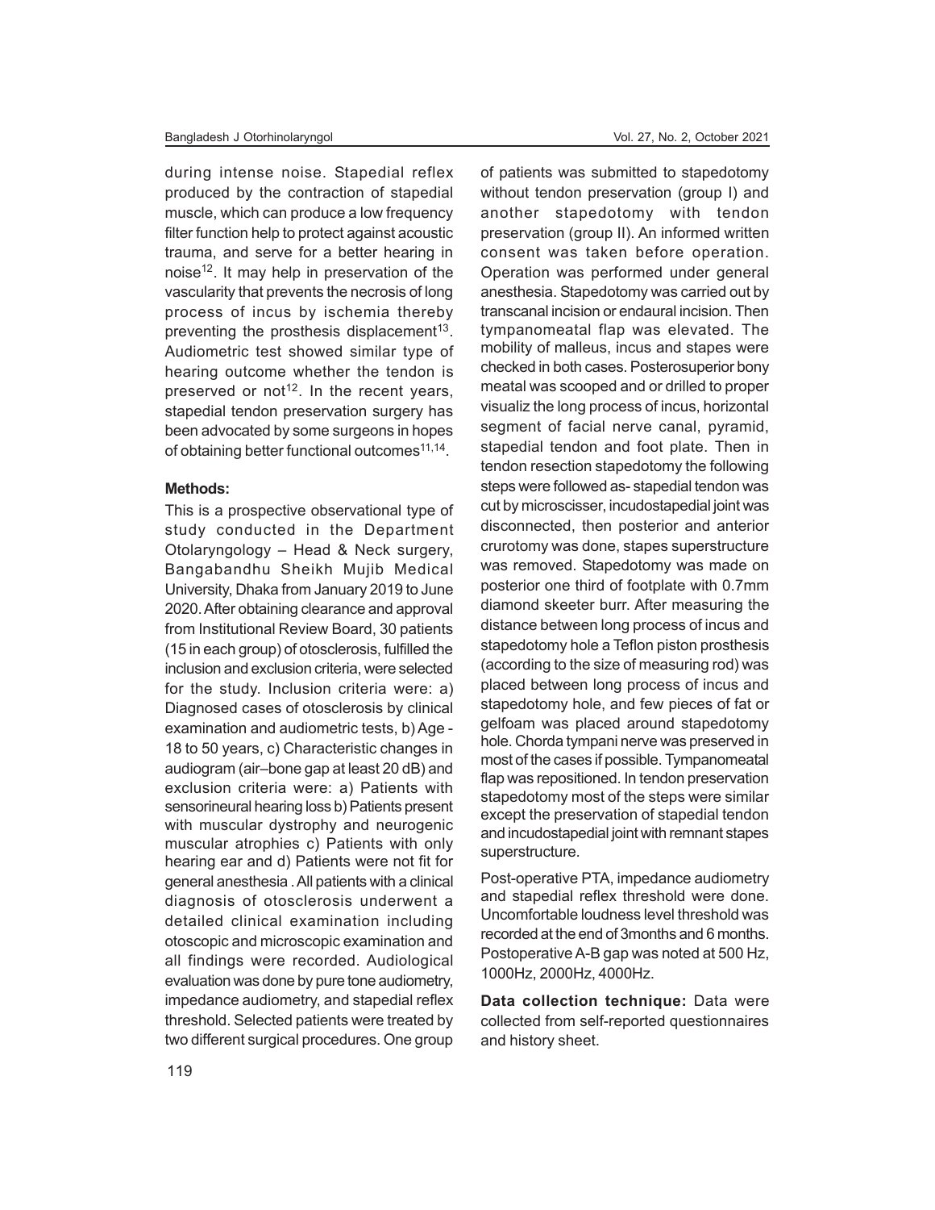during intense noise. Stapedial reflex produced by the contraction of stapedial muscle, which can produce a low frequency filter function help to protect against acoustic trauma, and serve for a better hearing in noise[12]. It may help in preservation of the vascularity that prevents the necrosis of long process of incus by ischemia thereby preventing the prosthesis displacement[13]. Audiometric test showed similar type of hearing outcome whether the tendon is preserved or not[12]. In the recent years, stapedial tendon preservation surgery has been advocated by some surgeons in hopes of obtaining better functional outcomes[11,14].

**Methods:**

This is a prospective observational type of study conducted in the Department Otolaryngology – Head & Neck surgery, Bangabandhu Sheikh Mujib Medical University, Dhaka from January 2019 to June 2020. After obtaining clearance and approval from Institutional Review Board, 30 patients (15 in each group) of otosclerosis, fulfilled the inclusion and exclusion criteria, were selected for the study. Inclusion criteria were: a) Diagnosed cases of otosclerosis by clinical examination and audiometric tests, b) Age - 18 to 50 years, c) Characteristic changes in audiogram (air–bone gap at least 20 dB) and exclusion criteria were: a) Patients with sensorineural hearing loss b) Patients present with muscular dystrophy and neurogenic muscular atrophies c) Patients with only hearing ear and d) Patients were not fit for general anesthesia . All patients with a clinical diagnosis of otosclerosis underwent a detailed clinical examination including otoscopic and microscopic examination and all findings were recorded. Audiological evaluation was done by pure tone audiometry, impedance audiometry, and stapedial reflex threshold. Selected patients were treated by two different surgical procedures. One group of patients was submitted to stapedotomy without tendon preservation (group I) and another stapedotomy with tendon preservation (group II). An informed written consent was taken before operation. Operation was performed under general anesthesia. Stapedotomy was carried out by transcanal incision or endaural incision. Then tympanomeatal flap was elevated. The mobility of malleus, incus and stapes were checked in both cases. Posterosuperior bony meatal was scooped and or drilled to proper visualiz the long process of incus, horizontal segment of facial nerve canal, pyramid, stapedial tendon and foot plate. Then in tendon resection stapedotomy the following steps were followed as- stapedial tendon was cut by microscisser, incudostapedial joint was disconnected, then posterior and anterior crurotomy was done, stapes superstructure was removed. Stapedotomy was made on posterior one third of footplate with 0.7mm diamond skeeter burr. After measuring the distance between long process of incus and stapedotomy hole a Teflon piston prosthesis (according to the size of measuring rod) was placed between long process of incus and stapedotomy hole, and few pieces of fat or gelfoam was placed around stapedotomy hole. Chorda tympani nerve was preserved in most of the cases if possible. Tympanomeatal flap was repositioned. In tendon preservation stapedotomy most of the steps were similar except the preservation of stapedial tendon and incudostapedial joint with remnant stapes superstructure.

Post-operative PTA, impedance audiometry and stapedial reflex threshold were done. Uncomfortable loudness level threshold was recorded at the end of 3months and 6 months. Postoperative A-B gap was noted at 500 Hz, 1000Hz, 2000Hz, 4000Hz.

**Data collection technique:** Data were collected from self-reported questionnaires and history sheet.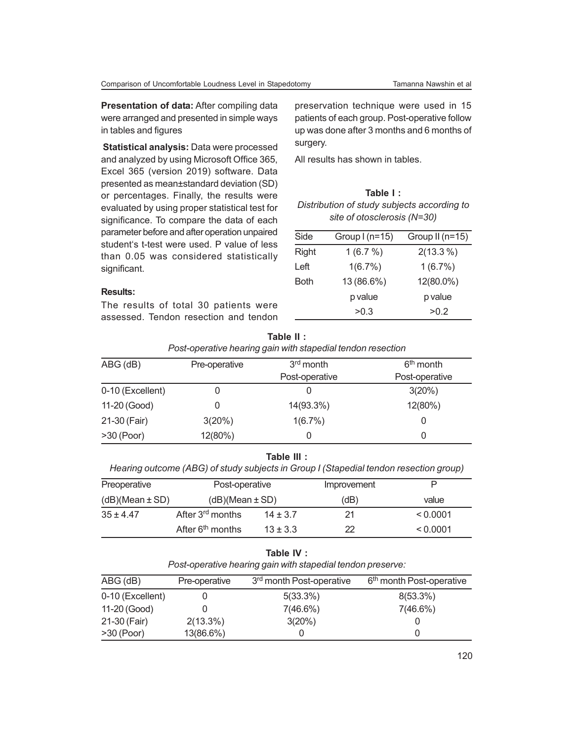**Presentation of data:** After compiling data were arranged and presented in simple ways in tables and figures

**Statistical analysis:** Data were processed and analyzed by using Microsoft Office 365, Excel 365 (version 2019) software. Data presented as mean±standard deviation (SD) or percentages. Finally, the results were evaluated by using proper statistical test for significance. To compare the data of each parameter before and after operation unpaired student's t-test were used. P value of less than 0.05 was considered statistically significant.

**Results:**

The results of total 30 patients were assessed. Tendon resection and tendon preservation technique were used in 15 patients of each group. Post-operative follow up was done after 3 months and 6 months of surgery.

All results has shown in tables.

**Table I :**
*Distribution of study subjects according to site of otosclerosis (N=30)*

| Side | Group I (n=15) | Group II (n=15) |
|---|---|---|
| Right | 1 (6.7 %) | 2(13.3 %) |
| Left | 1(6.7%) | 1 (6.7%) |
| Both | 13 (86.6%) | 12(80.0%) |
| | p value | p value |
| | >0.3 | >0.2 |

**Table II :**
*Post-operative hearing gain with stapedial tendon resection*

| ABG (dB) | Pre-operative | 3rd month Post-operative | 6th month Post-operative |
|---|---|---|---|
| 0-10 (Excellent) | 0 | 0 | 3(20%) |
| 11-20 (Good) | 0 | 14(93.3%) | 12(80%) |
| 21-30 (Fair) | 3(20%) | 1(6.7%) | 0 |
| >30 (Poor) | 12(80%) | 0 | 0 |

**Table III :**
*Hearing outcome (ABG) of study subjects in Group I (Stapedial tendon resection group)*

| Preoperative (dB)(Mean ± SD) | Post-operative (dB)(Mean ± SD) | | Improvement (dB) | P value |
|---|---|---|---|---|
| 35 ± 4.47 | After 3rd months | 14 ± 3.7 | 21 | < 0.0001 |
| | After 6th months | 13 ± 3.3 | 22 | < 0.0001 |

**Table IV :**
*Post-operative hearing gain with stapedial tendon preserve:*

| ABG (dB) | Pre-operative | 3rd month Post-operative | 6th month Post-operative |
|---|---|---|---|
| 0-10 (Excellent) | 0 | 5(33.3%) | 8(53.3%) |
| 11-20 (Good) | 0 | 7(46.6%) | 7(46.6%) |
| 21-30 (Fair) | 2(13.3%) | 3(20%) | 0 |
| >30 (Poor) | 13(86.6%) | 0 | 0 |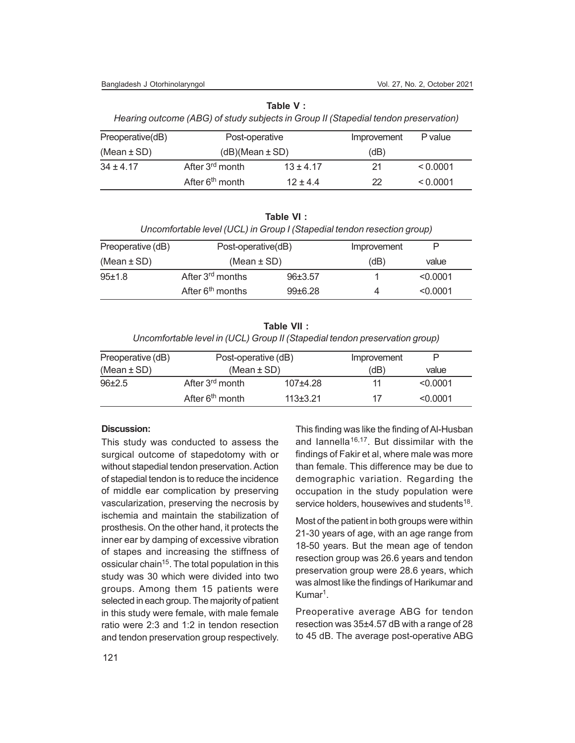**Table V :**

*Hearing outcome (ABG) of study subjects in Group II (Stapedial tendon preservation)*

| Preoperative(dB) (Mean ± SD) | Post-operative (dB)(Mean ± SD) | | Improvement (dB) | P value |
|---|---|---|---|---|
| 34 ± 4.17 | After 3rd month | 13 ± 4.17 | 21 | < 0.0001 |
| | After 6th month | 12 ± 4.4 | 22 | < 0.0001 |

**Table VI :**

*Uncomfortable level (UCL) in Group I (Stapedial tendon resection group)*

| Preoperative (dB) (Mean ± SD) | Post-operative(dB) (Mean ± SD) | | Improvement (dB) | P value |
|---|---|---|---|---|
| 95±1.8 | After 3rd months | 96±3.57 | 1 | <0.0001 |
| | After 6th months | 99±6.28 | 4 | <0.0001 |

**Table VII :**

*Uncomfortable level in (UCL) Group II (Stapedial tendon preservation group)*

| Preoperative (dB) (Mean ± SD) | Post-operative (dB) (Mean ± SD) | | Improvement (dB) | P value |
|---|---|---|---|---|
| 96±2.5 | After 3rd month | 107±4.28 | 11 | <0.0001 |
| | After 6th month | 113±3.21 | 17 | <0.0001 |

**Discussion:**

This study was conducted to assess the surgical outcome of stapedotomy with or without stapedial tendon preservation. Action of stapedial tendon is to reduce the incidence of middle ear complication by preserving vascularization, preserving the necrosis by ischemia and maintain the stabilization of prosthesis. On the other hand, it protects the inner ear by damping of excessive vibration of stapes and increasing the stiffness of ossicular chain[15]. The total population in this study was 30 which were divided into two groups. Among them 15 patients were selected in each group. The majority of patient in this study were female, with male female ratio were 2:3 and 1:2 in tendon resection and tendon preservation group respectively. This finding was like the finding of Al-Husban and Iannella[16,17]. But dissimilar with the findings of Fakir et al, where male was more than female. This difference may be due to demographic variation. Regarding the occupation in the study population were service holders, housewives and students[18].

Most of the patient in both groups were within 21-30 years of age, with an age range from 18-50 years. But the mean age of tendon resection group was 26.6 years and tendon preservation group were 28.6 years, which was almost like the findings of Harikumar and Kumar[1].

Preoperative average ABG for tendon resection was 35±4.57 dB with a range of 28 to 45 dB. The average post-operative ABG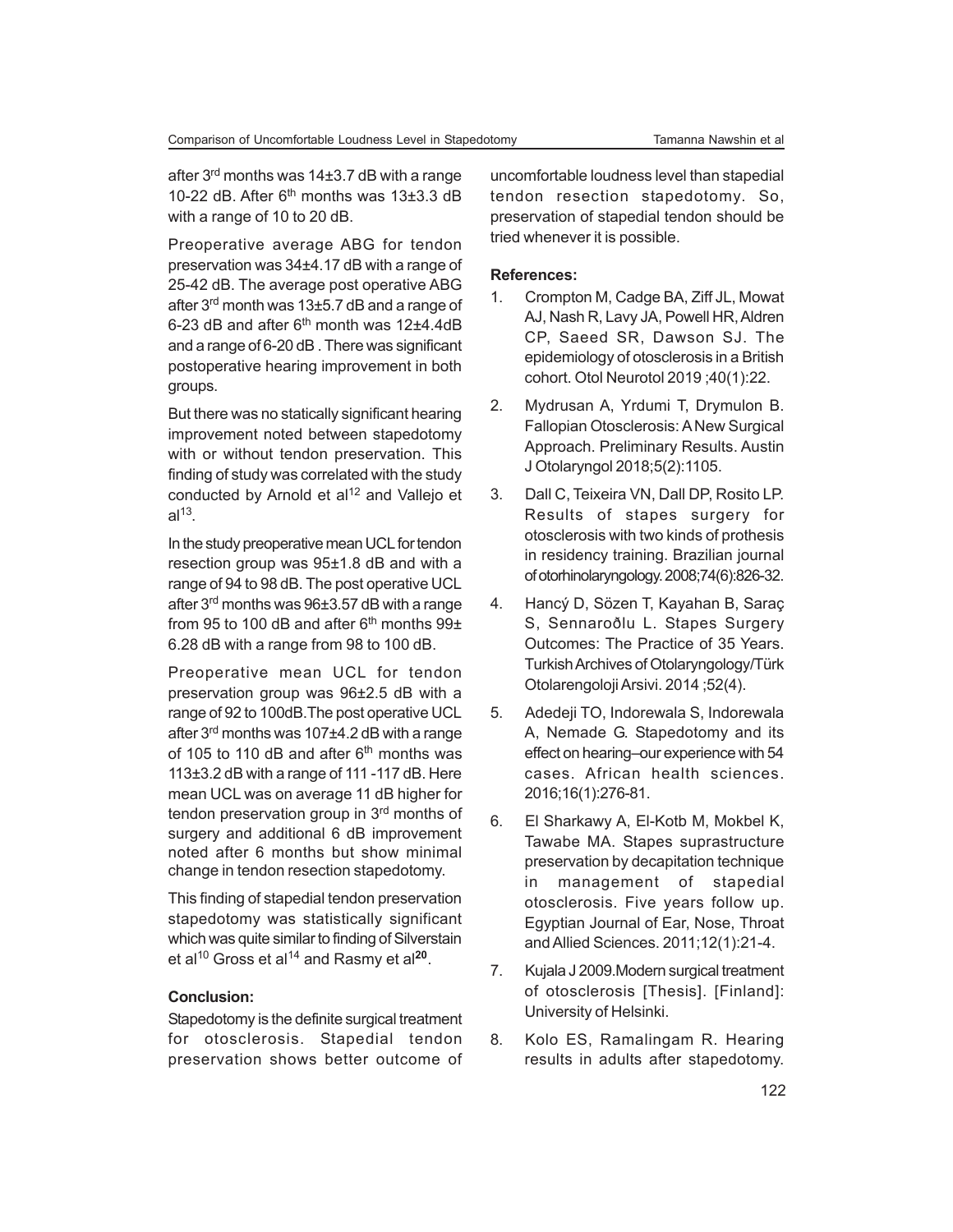after 3rd months was 14±3.7 dB with a range 10-22 dB. After 6th months was 13±3.3 dB with a range of 10 to 20 dB.

Preoperative average ABG for tendon preservation was 34±4.17 dB with a range of 25-42 dB. The average post operative ABG after 3rd month was 13±5.7 dB and a range of 6-23 dB and after 6th month was 12±4.4dB and a range of 6-20 dB . There was significant postoperative hearing improvement in both groups.

But there was no statically significant hearing improvement noted between stapedotomy with or without tendon preservation. This finding of study was correlated with the study conducted by Arnold et al[12] and Vallejo et al[13].

In the study preoperative mean UCL for tendon resection group was 95±1.8 dB and with a range of 94 to 98 dB. The post operative UCL after 3rd months was 96±3.57 dB with a range from 95 to 100 dB and after 6th months 99± 6.28 dB with a range from 98 to 100 dB.

Preoperative mean UCL for tendon preservation group was 96±2.5 dB with a range of 92 to 100dB.The post operative UCL after 3rd months was 107±4.2 dB with a range of 105 to 110 dB and after 6th months was 113±3.2 dB with a range of 111 -117 dB. Here mean UCL was on average 11 dB higher for tendon preservation group in 3rd months of surgery and additional 6 dB improvement noted after 6 months but show minimal change in tendon resection stapedotomy.

This finding of stapedial tendon preservation stapedotomy was statistically significant which was quite similar to finding of Silverstain et al[10] Gross et al[14] and Rasmy et al[20].

## Conclusion:

Stapedotomy is the definite surgical treatment for otosclerosis. Stapedial tendon preservation shows better outcome of uncomfortable loudness level than stapedial tendon resection stapedotomy. So, preservation of stapedial tendon should be tried whenever it is possible.

## References:

1. Crompton M, Cadge BA, Ziff JL, Mowat AJ, Nash R, Lavy JA, Powell HR, Aldren CP, Saeed SR, Dawson SJ. The epidemiology of otosclerosis in a British cohort. Otol Neurotol 2019 ;40(1):22.
2. Mydrusan A, Yrdumi T, Drymulon B. Fallopian Otosclerosis: A New Surgical Approach. Preliminary Results. Austin J Otolaryngol 2018;5(2):1105.
3. Dall C, Teixeira VN, Dall DP, Rosito LP. Results of stapes surgery for otosclerosis with two kinds of prothesis in residency training. Brazilian journal of otorhinolaryngology. 2008;74(6):826-32.
4. Hancý D, Sözen T, Kayahan B, Saraç S, Sennaroðlu L. Stapes Surgery Outcomes: The Practice of 35 Years. Turkish Archives of Otolaryngology/Türk Otolarengoloji Arsivi. 2014 ;52(4).
5. Adedeji TO, Indorewala S, Indorewala A, Nemade G. Stapedotomy and its effect on hearing–our experience with 54 cases. African health sciences. 2016;16(1):276-81.
6. El Sharkawy A, El-Kotb M, Mokbel K, Tawabe MA. Stapes suprastructure preservation by decapitation technique in management of stapedial otosclerosis. Five years follow up. Egyptian Journal of Ear, Nose, Throat and Allied Sciences. 2011;12(1):21-4.
7. Kujala J 2009.Modern surgical treatment of otosclerosis [Thesis]. [Finland]: University of Helsinki.
8. Kolo ES, Ramalingam R. Hearing results in adults after stapedotomy.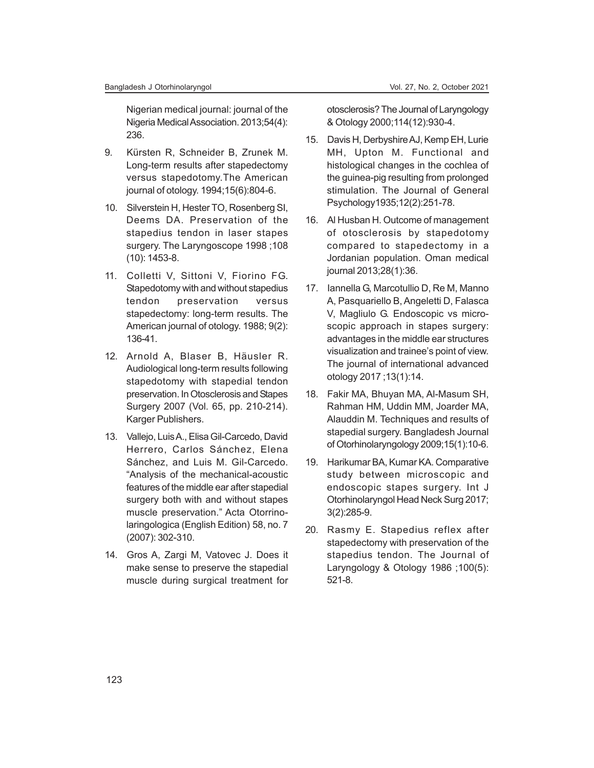Nigerian medical journal: journal of the Nigeria Medical Association. 2013;54(4): 236.

9. Kürsten R, Schneider B, Zrunek M. Long-term results after stapedectomy versus stapedotomy.The American journal of otology. 1994;15(6):804-6.

10. Silverstein H, Hester TO, Rosenberg SI, Deems DA. Preservation of the stapedius tendon in laser stapes surgery. The Laryngoscope 1998 ;108 (10): 1453-8.

11. Colletti V, Sittoni V, Fiorino FG. Stapedotomy with and without stapedius tendon preservation versus stapedectomy: long-term results. The American journal of otology. 1988; 9(2): 136-41.

12. Arnold A, Blaser B, Häusler R. Audiological long-term results following stapedotomy with stapedial tendon preservation. In Otosclerosis and Stapes Surgery 2007 (Vol. 65, pp. 210-214). Karger Publishers.

13. Vallejo, Luis A., Elisa Gil-Carcedo, David Herrero, Carlos Sánchez, Elena Sánchez, and Luis M. Gil-Carcedo. "Analysis of the mechanical-acoustic features of the middle ear after stapedial surgery both with and without stapes muscle preservation." Acta Otorrinolaringologica (English Edition) 58, no. 7 (2007): 302-310.

14. Gros A, Zargi M, Vatovec J. Does it make sense to preserve the stapedial muscle during surgical treatment for otosclerosis? The Journal of Laryngology & Otology 2000;114(12):930-4.

15. Davis H, Derbyshire AJ, Kemp EH, Lurie MH, Upton M. Functional and histological changes in the cochlea of the guinea-pig resulting from prolonged stimulation. The Journal of General Psychology1935;12(2):251-78.

16. Al Husban H. Outcome of management of otosclerosis by stapedotomy compared to stapedectomy in a Jordanian population. Oman medical journal 2013;28(1):36.

17. Iannella G, Marcotullio D, Re M, Manno A, Pasquariello B, Angeletti D, Falasca V, Magliulo G. Endoscopic vs microscopic approach in stapes surgery: advantages in the middle ear structures visualization and trainee's point of view. The journal of international advanced otology 2017 ;13(1):14.

18. Fakir MA, Bhuyan MA, Al-Masum SH, Rahman HM, Uddin MM, Joarder MA, Alauddin M. Techniques and results of stapedial surgery. Bangladesh Journal of Otorhinolaryngology 2009;15(1):10-6.

19. Harikumar BA, Kumar KA. Comparative study between microscopic and endoscopic stapes surgery. Int J Otorhinolaryngol Head Neck Surg 2017; 3(2):285-9.

20. Rasmy E. Stapedius reflex after stapedectomy with preservation of the stapedius tendon. The Journal of Laryngology & Otology 1986 ;100(5): 521-8.